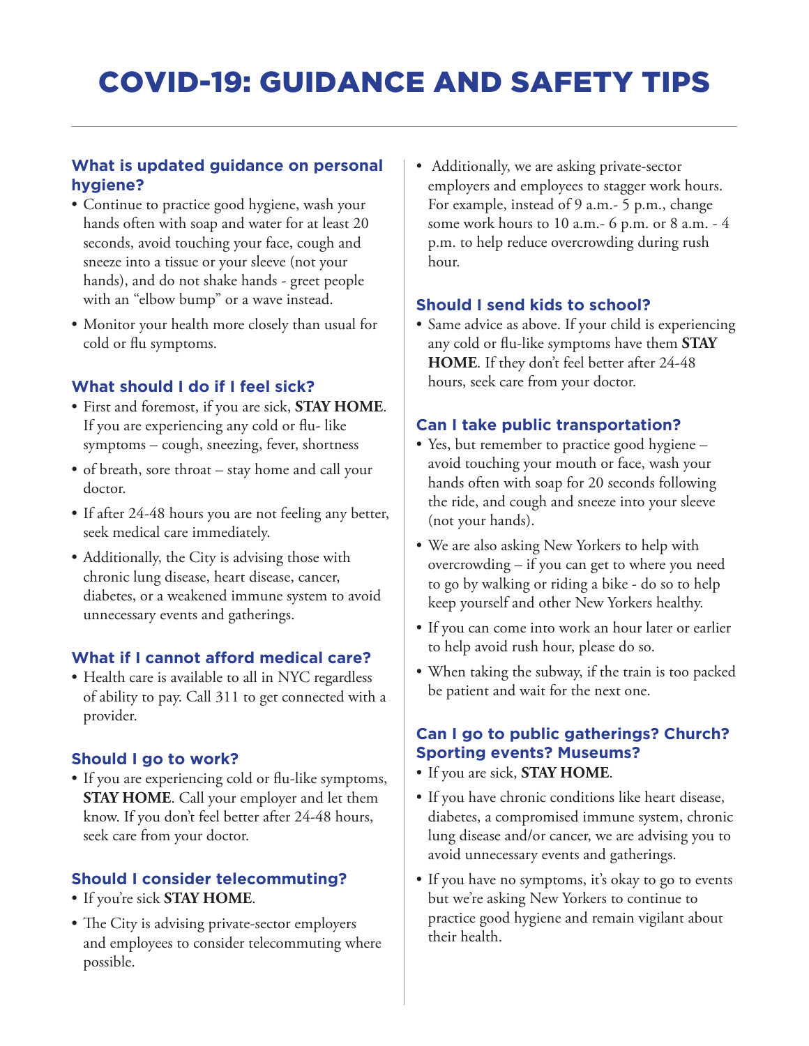# COVID-19: GUIDANCE AND SAFETY TIPS

### What is updated guidance on personal hygiene?

- Continue to practice good hygiene, wash your hands often with soap and water for at least 20 seconds, avoid touching your face, cough and sneeze into a tissue or your sleeve (not your hands), and do not shake hands - greet people with an "elbow bump" or a wave instead.
- Monitor your health more closely than usual for cold or flu symptoms.

### What should I do if I feel sick?

- First and foremost, if you are sick, **STAY HOME**. If you are experiencing any cold or flu- like symptoms – cough, sneezing, fever, shortness
- of breath, sore throat – stay home and call your doctor.
- If after 24-48 hours you are not feeling any better, seek medical care immediately.
- Additionally, the City is advising those with chronic lung disease, heart disease, cancer, diabetes, or a weakened immune system to avoid unnecessary events and gatherings.

### What if I cannot afford medical care?

- Health care is available to all in NYC regardless of ability to pay. Call 311 to get connected with a provider.

### Should I go to work?

- If you are experiencing cold or flu-like symptoms, **STAY HOME**. Call your employer and let them know. If you don't feel better after 24-48 hours, seek care from your doctor.

### Should I consider telecommuting?

- If you're sick **STAY HOME**.
- The City is advising private-sector employers and employees to consider telecommuting where possible.
- Additionally, we are asking private-sector employers and employees to stagger work hours. For example, instead of 9 a.m.- 5 p.m., change some work hours to 10 a.m.- 6 p.m. or 8 a.m. - 4 p.m. to help reduce overcrowding during rush hour.

### Should I send kids to school?

- Same advice as above. If your child is experiencing any cold or flu-like symptoms have them **STAY HOME**. If they don't feel better after 24-48 hours, seek care from your doctor.

### Can I take public transportation?

- Yes, but remember to practice good hygiene – avoid touching your mouth or face, wash your hands often with soap for 20 seconds following the ride, and cough and sneeze into your sleeve (not your hands).
- We are also asking New Yorkers to help with overcrowding – if you can get to where you need to go by walking or riding a bike - do so to help keep yourself and other New Yorkers healthy.
- If you can come into work an hour later or earlier to help avoid rush hour, please do so.
- When taking the subway, if the train is too packed be patient and wait for the next one.

### Can I go to public gatherings? Church? Sporting events? Museums?

- If you are sick, **STAY HOME**.
- If you have chronic conditions like heart disease, diabetes, a compromised immune system, chronic lung disease and/or cancer, we are advising you to avoid unnecessary events and gatherings.
- If you have no symptoms, it's okay to go to events but we're asking New Yorkers to continue to practice good hygiene and remain vigilant about their health.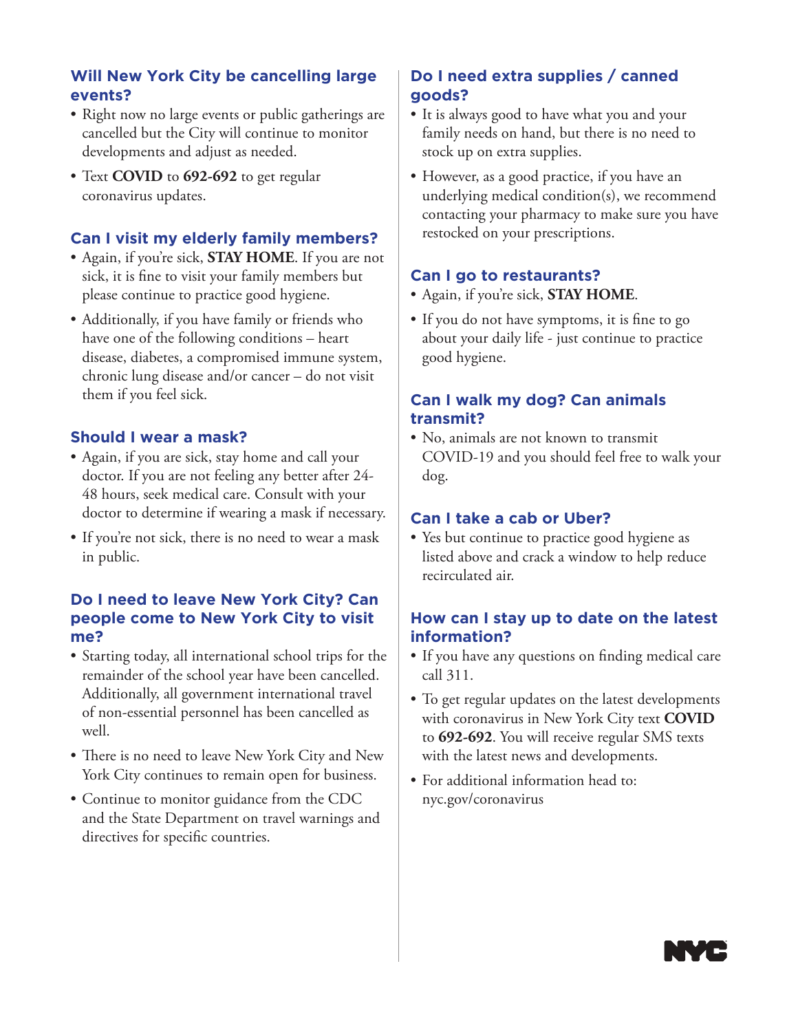## Will New York City be cancelling large events?

- Right now no large events or public gatherings are cancelled but the City will continue to monitor developments and adjust as needed.
- Text **COVID** to **692-692** to get regular coronavirus updates.

## Can I visit my elderly family members?

- Again, if you're sick, **STAY HOME**. If you are not sick, it is fine to visit your family members but please continue to practice good hygiene.
- Additionally, if you have family or friends who have one of the following conditions – heart disease, diabetes, a compromised immune system, chronic lung disease and/or cancer – do not visit them if you feel sick.

## Should I wear a mask?

- Again, if you are sick, stay home and call your doctor. If you are not feeling any better after 24-48 hours, seek medical care. Consult with your doctor to determine if wearing a mask if necessary.
- If you're not sick, there is no need to wear a mask in public.

## Do I need to leave New York City? Can people come to New York City to visit me?

- Starting today, all international school trips for the remainder of the school year have been cancelled. Additionally, all government international travel of non-essential personnel has been cancelled as well.
- There is no need to leave New York City and New York City continues to remain open for business.
- Continue to monitor guidance from the CDC and the State Department on travel warnings and directives for specific countries.

## Do I need extra supplies / canned goods?

- It is always good to have what you and your family needs on hand, but there is no need to stock up on extra supplies.
- However, as a good practice, if you have an underlying medical condition(s), we recommend contacting your pharmacy to make sure you have restocked on your prescriptions.

## Can I go to restaurants?

- Again, if you're sick, **STAY HOME**.
- If you do not have symptoms, it is fine to go about your daily life - just continue to practice good hygiene.

## Can I walk my dog? Can animals transmit?

- No, animals are not known to transmit COVID-19 and you should feel free to walk your dog.

## Can I take a cab or Uber?

- Yes but continue to practice good hygiene as listed above and crack a window to help reduce recirculated air.

## How can I stay up to date on the latest information?

- If you have any questions on finding medical care call 311.
- To get regular updates on the latest developments with coronavirus in New York City text **COVID** to **692-692**. You will receive regular SMS texts with the latest news and developments.
- For additional information head to: nyc.gov/coronavirus

NYC